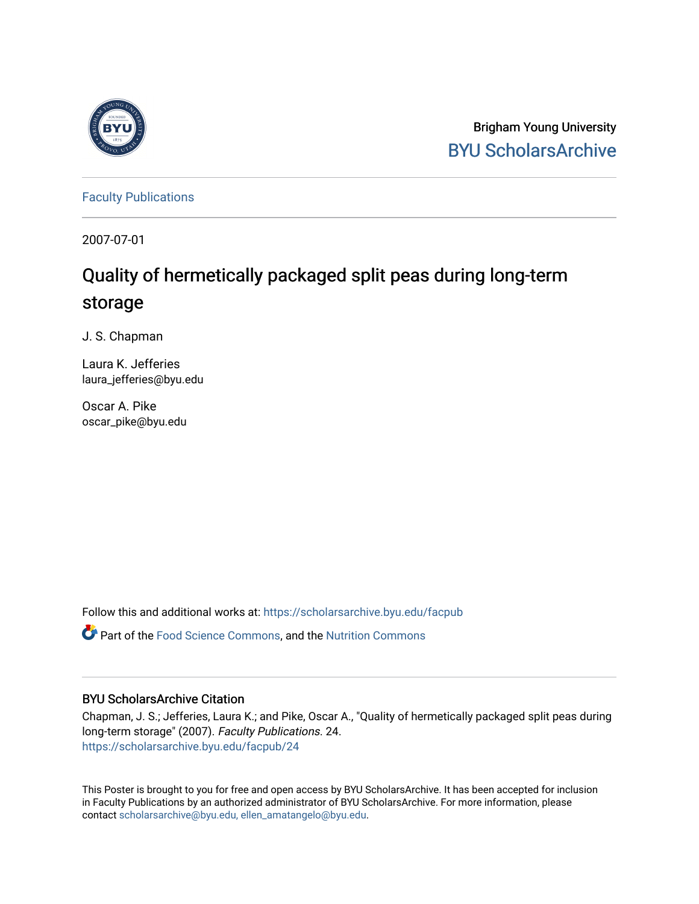Brigham Young University
BYU ScholarsArchive

Faculty Publications

2007-07-01

# Quality of hermetically packaged split peas during long-term storage

J. S. Chapman

Laura K. Jefferies
laura_jefferies@byu.edu

Oscar A. Pike
oscar_pike@byu.edu

Follow this and additional works at: https://scholarsarchive.byu.edu/facpub

Part of the Food Science Commons, and the Nutrition Commons

## BYU ScholarsArchive Citation

Chapman, J. S.; Jefferies, Laura K.; and Pike, Oscar A., "Quality of hermetically packaged split peas during long-term storage" (2007). *Faculty Publications*. 24.
https://scholarsarchive.byu.edu/facpub/24

This Poster is brought to you for free and open access by BYU ScholarsArchive. It has been accepted for inclusion in Faculty Publications by an authorized administrator of BYU ScholarsArchive. For more information, please contact scholarsarchive@byu.edu, ellen_amatangelo@byu.edu.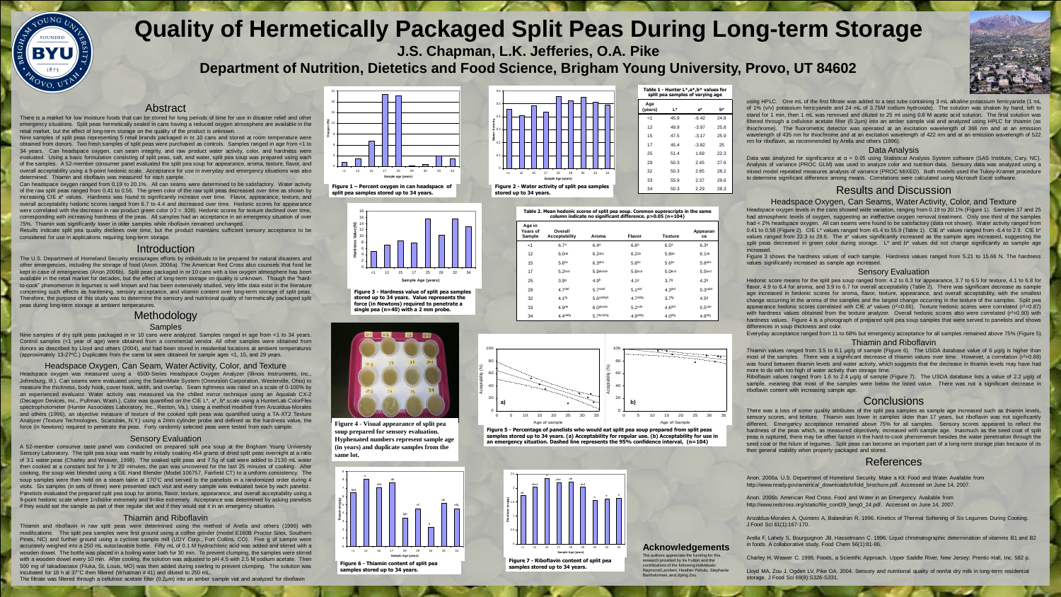# Quality of Hermetically Packaged Split Peas During Long-term Storage

**J.S. Chapman, L.K. Jefferies, O.A. Pike**

**Department of Nutrition, Dietetics and Food Science, Brigham Young University, Provo, UT 84602**

## Abstract

There is a market for low moisture foods that can be stored for long periods of time for use in disaster relief and other emergency situations. Split peas hermetically sealed in cans having a reduced oxygen atmosphere are available in the retail market, but the effect of long-term storage on the quality of the product is unknown.

Nine samples of split peas representing 5 retail brands packaged in nr 10 cans and stored at room temperature were obtained from donors. Two fresh samples of split peas were purchased as controls. Samples ranged in age from <1 to 34 years. Can headspace oxygen, can seam integrity, and raw product water activity, color, and hardness were evaluated. Using a basic formulation consisting of split peas, salt, and water, split pea soup was prepared using each of the samples. A 52-member consumer panel evaluated the split pea soup for appearance, aroma, texture, flavor, and overall acceptability using a 9-point hedonic scale. Acceptance for use in everyday and emergency situations was also determined. Thiamin and riboflavin was measured for each sample.

Can headspace oxygen ranged from 0.19 to 20.1%. All can seams were determined to be satisfactory. Water activity of the raw split peas ranged from 0.41 to 0.56. The green color of the raw split peas decreased over time as shown by increasing CIE a* values. Hardness was found to significantly increase over time. Flavor, appearance, texture, and overall acceptability hedonic scores ranged from 6.7 to 4.4 and decreased over time. Hedonic scores for appearance were correlated with the decrease in raw product green color ($r^2 = .928$). Hedonic scores for texture declined over time, corresponding with increasing hardness of the peas. All samples had an acceptance in an emergency situation of over 75%. Thiamin was significantly lower in older samples while riboflavin remained unchanged.

Results indicate split pea quality declines over time, but the product maintains sufficient sensory acceptance to be considered for use in applications requiring long-term storage.

## Introduction

The U.S. Department of Homeland Security encourages efforts by individuals to be prepared for natural disasters and other emergencies, including the storage of food (Anon. 2006a). The American Red Cross also counsels that food be kept in case of emergencies (Anon 2006b). Split peas packaged in nr 10 cans with a low oxygen atmosphere has been available in the retail market for decades, but the effect of long-term storage on quality is unknown. Though the "hard-to-cook" phenomenon in legumes is well known and has been extensively studied, very little data exist in the literature concerning such effects as hardening, sensory acceptance, and vitamin content over long-term storage of split peas. Therefore, the purpose of this study was to determine the sensory and nutritional quality of hermetically packaged split peas during long-term storage at ambient temperatures.

## Methodology

### Samples

Nine samples of dry split peas packaged in nr 10 cans were analyzed. Samples ranged in age from <1 to 34 years. Control samples (<1 year of age) were obtained from a commercial vendor. All other samples were obtained from donors as described by Lloyd and others (2004), and had been stored in residential locations at ambient temperatures (approximately 13-27°C.) Duplicates from the same lot were obtained for sample ages <1, 15, and 29 years.

### Headspace Oxygen, Can Seam, Water Activity, Color, and Texture

Headspace oxygen was measured using a 6500-Series Headspace Oxygen Analyzer (Illinois Instruments, Inc., Johnsburg, Ill.). Can seams were evaluated using the SeamMate System (Onevision Corporation, Westerville, Ohio) to measure the thickness, body hook, cover hook, width, and overlap. Seam tightness was rated on a scale of 0-100% by an experienced evaluator. Water activity was measured via the chilled mirror technique using an Aqualab CX-2 (Decagon Devices, Inc., Pullman, Wash.). Color was quantified on the CIE L*, a*, b* scale using a HunterLab ColorFlex spectrophotometer (Hunter Associates Laboratory, Inc., Reston, Va.). Using a method modified from Anzaldua-Morales and others (1996), an objective measure of texture of the cooked split peas was quantified using a TA-XT2 Texture Analyzer (Texture Technologies, Scarsdale, N.Y.) using a 2mm cylinder probe and defined as the hardness value, the force (in Newtons) required to penetrate the peas. Forty randomly selected peas were tested from each sample.

### Sensory Evaluation

A 52-member consumer taste panel was conducted on prepared split pea soup at the Brigham Young University Sensory Laboratory. The split pea soup was made by initially soaking 454 grams of dried split peas overnight at a ratio of 3:1 water:peas (Charley and Weaver, 1998). The soaked split peas and 7.5g of salt were added to 2130 mL water then cooked at a constant boil for 1 hr 20 minutes; the pan was uncovered for the last 25 minutes of cooking. After cooking, the soup was blended using a GE Hand Blender (Model 106757, Fairfield CT) to a uniform consistency. The soup samples were then held on a steam table at 170°C and served to the panelists in a randomized order during 4 visits. Six samples (in sets of three) were presented each visit and every sample was evaluated twice by each panelist. Panelists evaluated the prepared split pea soup for aroma, flavor, texture, appearance, and overall acceptability using a 9-point hedonic scale (where 1=dislike extremely and 9=like extremely). Acceptance was determined by asking panelists if they would eat the sample as part of their regular diet and if they would eat it in an emergency situation.

### Thiamin and Riboflavin

Thiamin and riboflavin in raw split peas were determined using the method of Arella and others (1996) with modifications. The split pea samples were first ground using a coffee grinder (model E160B Proctor Silex, Southern Pines, NC) and further ground using a cyclone sample mill (UDY Corp., Fort Collins, CO). Five g of sample were accurately weighed into a 250 mL autoclavable bottle. Fifty mL of 0.1 M hydrochloric acid was added and stirred with a wooden dowel. The bottle was placed in a boiling water bath for 30 min. To prevent clumping, the samples were stirred with a wooden dowel every 10 min. After cooling, the solution was adjusted to pH 4.5 with 2.5 M sodium acetate. Then 500 mg of takadiastase (Fluka, St. Louis, MO) was then added during swirling to prevent clumping. The solution was incubated for 18 h at 37°C then filtered (Whatman # 41) and diluted to 250 mL.

The filtrate was filtered through a cellulose acetate filter (0.2µm) into an amber vial and analyzed for riboflavin using HPLC. One mL of the first filtrate was added to a test tube containing 3 mL alkaline potassium ferricyanide (1 mL of 1% (v/v) potassium ferricyanide and 24 mL of 3.75M sodium hydroxide). The solution was shaken by hand, left to stand for 1 min, then 1 mL was removed and diluted to 25 ml using 0.6 M acetic acid solution. The final solution was filtered through a cellulose acetate filter (0.2µm) into an amber sample vial and analyzed using HPLC for thiamin (as thiochrome). The fluorometric detector was operated at an excitation wavelength of 366 nm and at an emission wavelength of 435 nm for thiochrome and at an excitation wavelength of 422 nm and at an emission wavelength of 522 nm for riboflavin, as recommended by Arella and others (1996).

21
18
15
12
9
6
3
0
Oxygen (%)
<1 12 15 17 25 29 32 33 34
Sample age (years)

**Figure 1 – Percent oxygen in can headspace of split pea samples stored up to 34 years.**

0.6
0.5
0.4
0.3
0.2
0.1
0
Water Activity
<1 12 15 17 25 29 32 33 34
Sample Age (years)

**Figure 2 - Water activity of split pea samples stored up to 34 years.**

**Table 1 - Hunter L\*,a\*,b\* values for split peas samples of varying age**

| Age (years) | L* | a* | b* |
|---|---|---|---|
| <1 | 45.9 | -6.42 | 24.8 |
| 12 | 49.9 | -3.97 | 25.8 |
| 15 | 47.5 | -3.17 | 25.9 |
| 17 | 45.4 | -3.82 | 25 |
| 25 | 51.4 | 1.69 | 22.3 |
| 29 | 50.3 | 2.45 | 27.6 |
| 32 | 50.3 | 2.85 | 28.2 |
| 33 | 55.9 | 2.37 | 29.6 |
| 34 | 50.3 | 2.29 | 28.3 |

18
16
14
12
10
8
6
4
2
0
Hardness Value (N)
<1 12 15 17 25 29 32 34
Sample Age (years)

**Figure 3 - Hardness value of split pea samples stored up to 34 years. Value represents the force (in Newtons) required to penetrate a single pea (n=40) with a 2 mm probe.**

**Table 2. Mean hedonic scores of split pea soup. Common superscripts in the same column indicate no significant difference. p>0.05 (n=104)**

| Age in Years of Sample | Overall Acceptability | Aroma | Flavor | Texture | Appearance |
|---|---|---|---|---|---|
| <1 | 6.7[a] | 6.4[a] | 6.8[a] | 6.5[a] | 6.3[a] |
| 12 | 6.0[ab] | 6.2[abc] | 6.2[ab] | 5.8[ab] | 6.1[ab] |
| 15 | 5.6[bc] | 6.3[abc] | 5.8[bc] | 5.6[bc] | 5.8[abc] |
| 17 | 5.2[bcd] | 5.9[abcde] | 5.6[bcd] | 5.0[bcd] | 5.5[bcd] |
| 25 | 3.9[g] | 4.9[g] | 4.1[g] | 3.7[g] | 4.2[g] |
| 29 | 4.7[def] | 5.7[bcdef] | 5.1[def] | 4.3[ef] | 5.3[cdef] |
| 32 | 4.1[fg] | 5.6[cdefgh] | 4.7[defg] | 3.7[fg] | 4.5[g] |
| 33 | 4.9[de] | 6.0[abcde] | 5.2[cde] | 4.6[def] | 5.5[abc] |
| 34 | 4.4[defg] | 5.7[bcdefg] | 4.9[defg] | 4.0[efg] | 4.6[efg] |

<1 <1 12 15
17 17 15 25
29 29 32 34
33 33 34

**Figure 4 - Visual appearance of split pea soup prepared for sensory evaluation. Hyphenated numbers represent sample age (in years) and duplicate samples from the same lot.**

100
80
60
40
20
0
Acceptability (%)
a)
0 5 10 15 20 25 30 35
Age of sample

100
80
60
40
20
0
Acceptability (%)
b)
0 5 10 15 20 25 30 35
Age of Sample

**Figure 5 - Percentage of panelists who would eat split pea soup prepared from split peas samples stored up to 34 years. (a) Acceptability for regular use. (b) Acceptability for use in an emergency situation. Dashed line represents the 95% confidence interval, (n=104)**

9
8
7
6
5
4
3
2
1
0
Thiamin (µg/g)
bcd a abc ab fgh ef h de cfg
<1 12 15 17 25 29 32 33 34
Sample Age (years)

**Figure 6 - Thiamin content of split pea samples stored up to 34 years.**

2.5
2
1.5
1
0.5
0
Riboflavin (µg/g)
de abcd a abc ab bcd e e e
<1 12 15 17 25 29 32 33 34
Sample Age (years)

**Figure 7 - Riboflavin content of split pea samples stored up to 34 years.**

### Data Analysis

Data was analyzed for significance at α = 0.05 using Statistical Analysis System software (SAS Institute, Cary, NC). Analysis of variance (PROC GLM) was used to analyze color and nutrition data. Sensory data was analyzed using a mixed model repeated measures analysis of variance (PROC MIXED). Both models used the Tukey-Kramer procedure to determine significant difference among means. Correlations were calculated using Microsoft Excel software.

## Results and Discussion

### Headspace Oxygen, Can Seams, Water Activity, Color, and Texture

Headspace oxygen levels in the cans showed wide variation, ranging from 0.19 to 20.1% (Figure 1). Samples 17 and 25 had atmospheric levels of oxygen, suggesting an ineffective oxygen removal treatment. Only one third of the samples had < 2% headspace oxygen. All can seams were found to be satisfactory (data not shown). Water activity ranged from 0.41 to 0.56 (Figure 2). CIE L* values ranged from 45.4 to 55.9 (Table 1). CIE a* values ranged from -6.4 to 2.9. CIE b* values ranged from 22.3 to 29.6. The a* values significantly increased as the sample ages increased, suggesting the split peas decreased in green color during storage. L* and b* values did not change significantly as sample age increased.

Figure 3 shows the hardness values of each sample. Hardness values ranged from 5.21 to 15.66 N. The hardness values significantly increased as sample age increased.

### Sensory Evaluation

Hedonic score means for the split pea soup ranged from: 4.2 to 6.3 for appearance, 3.7 to 6.5 for texture, 4.1 to 6.8 for flavor, 4.9 to 6.4 for aroma, and 3.9 to 6.7 for overall acceptability (Table 2). There was a significant decrease as sample age increased in hedonic scores for aroma, flavor, texture, appearance, and overall acceptability, with the smallest change occurring in the aroma of the samples and the largest change occurring in the texture of the samples. Split pea appearance hedonic scores correlated with CIE a* values ($r^2$=0.66). Texture hedonic scores were correlated ($r^2$=0.87) with hardness values obtained from the texture analyzer. Overall hedonic scores also were correlated ($r^2$=0.90) with hardness values. Figure 4 is a photograph of prepared split pea soup samples that were served to panelists and shows differences in soup thickness and color.

Everyday acceptance ranged from 11 to 68% but emergency acceptance for all samples remained above 75% (Figure 5).

### Thiamin and Riboflavin

Thiamin values ranged from 3.5 to 8.1 µg/g of sample (Figure 6). The USDA database value of 6 µg/g is higher than most of the samples. There was a significant decrease of thiamin values over time. However, a correlation ($r^2$=0.88) was found between thiamin levels and water activity, which suggests that the decrease in thiamin levels may have had more to do with too high of water activity than storage time.

Riboflavin values ranged from 1.6 to 2.4 µg/g of sample (Figure 7). The USDA database lists a value of 2.2 µg/g of sample, meaning that most of the samples were below the listed value. There was not a significant decrease in riboflavin content with increasing sample age.

## Conclusions

There was a loss of some quality attributes of the split pea samples as sample age increased such as thiamin levels, sensory scores, and texture. Thiamin was lower in samples older than 17 years, but riboflavin was not significantly different. Emergency acceptance remained above 75% for all samples. Sensory scores appeared to reflect the hardness of the peas which, as measured objectively, increased with sample age. Inasmuch as the seed coat of split peas is ruptured, there may be other factors in the hard-to-cook phenomenon besides the water penetration through the seed coat or the hilum of legumes. Split peas can become an important part of a long-term storage plan because of its their general stability when properly packaged and stored.

## References

Anon. 2006a. U.S. Department of Homeland Security. Make a Kit: Food and Water. Available from http://www.ready.gov/america/_downloads/trifold_brochure.pdf. Accessed on June 14, 2007.

Anon. 2006b. American Red Cross. Food and Water in an Emergency. Available from http://www.redcross.org/static/file_cont39_lang0_24.pdf. Accessed on June 14, 2007.

Anzaldua-Morales A, Quintero A, Balandran R. 1996. Kinetics of Thermal Softening of Six Legumes During Cooking. J Food Sci 61(1):167-170.

Arella F, Lahely S, Bourguignon JB, Hasselmann C. 1996. Liquid chromatographic determination of vitamins B1 and B2 in foods. A collaborative study. Food Chem 56(1):81-86.

Charley H, Weaver C. 1998. Foods, a Scientific Approach. Upper Saddle River, New Jersey: Prentic-Hall, Inc. 582 p.

Lloyd MA, Zou J, Ogden LV, Pike OA. 2004. Sensory and nutritional quality of nonfat dry milk in long-term residential storage. J Food Sci 69(8):S326-S331.

## Acknowledgements

The authors appreciate the funding for this research provided by Ira Fulton and the contributions of the following individuals: Raymond Lambert, Heather Paluto, Stephanie Bartholomew, and Jiping Zou.